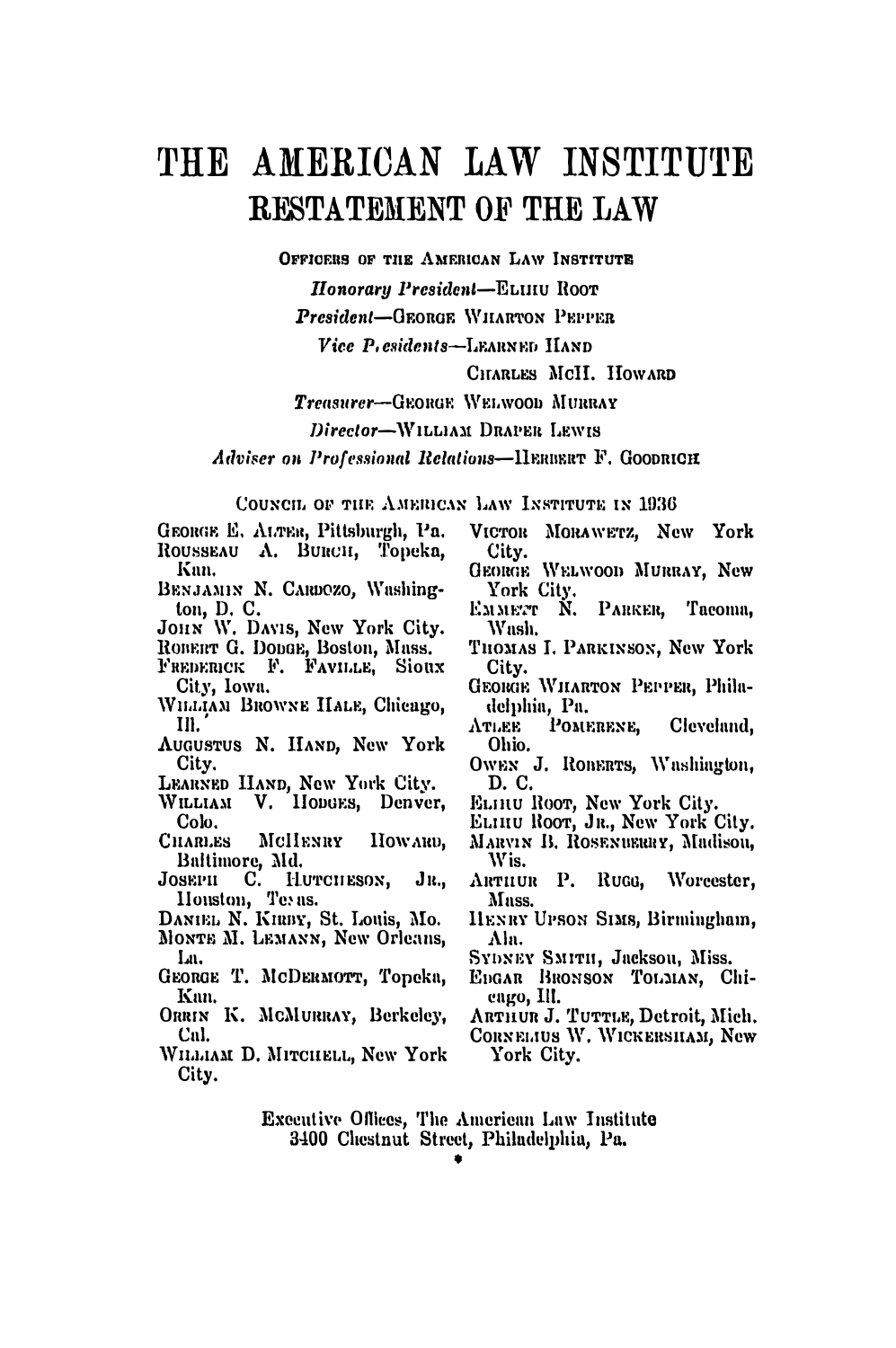# THE AMERICAN LAW INSTITUTE

## RESTATEMENT OF THE LAW

OFFICERS OF THE AMERICAN LAW INSTITUTE

*Honorary President*—ELIHU ROOT

*President*—GEORGE WHARTON PEPPER

*Vice Presidents*—LEARNED HAND
CHARLES McH. HOWARD

*Treasurer*—GEORGE WELWOOD MURRAY

*Director*—WILLIAM DRAPER LEWIS

*Adviser on Professional Relations*—HERBERT F. GOODRICH

COUNCIL OF THE AMERICAN LAW INSTITUTE IN 1936

GEORGE E. ALTER, Pittsburgh, Pa.
ROUSSEAU A. BURCH, Topeka, Kan.
BENJAMIN N. CARDOZO, Washington, D. C.
JOHN W. DAVIS, New York City.
ROBERT G. DODGE, Boston, Mass.
FREDERICK F. FAVILLE, Sioux City, Iowa.
WILLIAM BROWNE HALE, Chicago, Ill.
AUGUSTUS N. HAND, New York City.
LEARNED HAND, New York City.
WILLIAM V. HODGES, Denver, Colo.
CHARLES McHENRY HOWARD, Baltimore, Md.
JOSEPH C. HUTCHESON, JR., Houston, Texas.
DANIEL N. KIRBY, St. Louis, Mo.
MONTE M. LEMANN, New Orleans, La.
GEORGE T. McDERMOTT, Topeka, Kan.
ORRIN K. McMURRAY, Berkeley, Cal.
WILLIAM D. MITCHELL, New York City.
VICTOR MORAWETZ, New York City.
GEORGE WELWOOD MURRAY, New York City.
EMMETT N. PARKER, Tacoma, Wash.
THOMAS I. PARKINSON, New York City.
GEORGE WHARTON PEPPER, Philadelphia, Pa.
ATLEE POMERENE, Cleveland, Ohio.
OWEN J. ROBERTS, Washington, D. C.
ELIHU ROOT, New York City.
ELIHU ROOT, JR., New York City.
MARVIN B. ROSENBERRY, Madison, Wis.
ARTHUR P. RUGG, Worcester, Mass.
HENRY UPSON SIMS, Birmingham, Ala.
SYDNEY SMITH, Jackson, Miss.
EDGAR BRONSON TOLMAN, Chicago, Ill.
ARTHUR J. TUTTLE, Detroit, Mich.
CORNELIUS W. WICKERSHAM, New York City.

Executive Offices, The American Law Institute
3400 Chestnut Street, Philadelphia, Pa.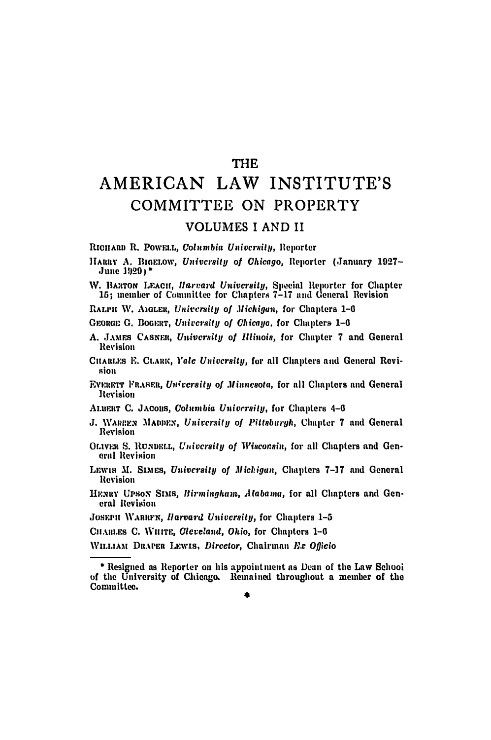# THE AMERICAN LAW INSTITUTE'S COMMITTEE ON PROPERTY

## VOLUMES I AND II

RICHARD R. POWELL, *Columbia University*, Reporter

HARRY A. BIGELOW, *University of Chicago*, Reporter (January 1927–June 1929)*

W. BARTON LEACH, *Harvard University*, Special Reporter for Chapter 15; member of Committee for Chapters 7–17 and General Revision

RALPH W. AIGLER, *University of Michigan*, for Chapters 1–6

GEORGE G. BOGERT, *University of Chicago*, for Chapters 1–6

A. JAMES CASNER, *University of Illinois*, for Chapter 7 and General Revision

CHARLES E. CLARK, *Yale University*, for all Chapters and General Revision

EVERETT FRASER, *University of Minnesota*, for all Chapters and General Revision

ALBERT C. JACOBS, *Columbia University*, for Chapters 4–6

J. WARREN MADDEN, *University of Pittsburgh*, Chapter 7 and General Revision

OLIVER S. RUNDELL, *University of Wisconsin*, for all Chapters and General Revision

LEWIS M. SIMES, *University of Michigan*, Chapters 7–17 and General Revision

HENRY UPSON SIMS, *Birmingham, Alabama*, for all Chapters and General Revision

JOSEPH WARREN, *Harvard University*, for Chapters 1–5

CHARLES C. WHITE, *Cleveland, Ohio*, for Chapters 1–6

WILLIAM DRAPER LEWIS, *Director*, Chairman *Ex Officio*

---

* Resigned as Reporter on his appointment as Dean of the Law School of the University of Chicago. Remained throughout a member of the Committee.